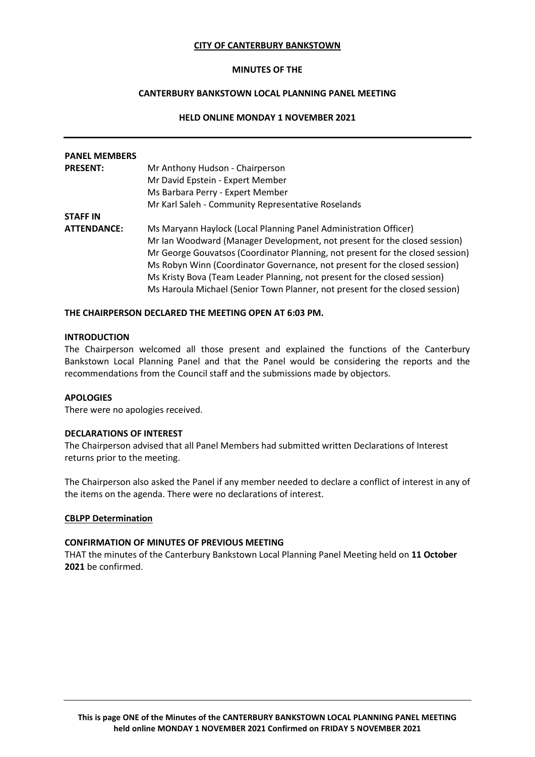**CITY OF CANTERBURY BANKSTOWN**

**MINUTES OF THE**

**CANTERBURY BANKSTOWN LOCAL PLANNING PANEL MEETING**

**HELD ONLINE MONDAY 1 NOVEMBER 2021**

---

| **PANEL MEMBERS PRESENT:** | Mr Anthony Hudson - Chairperson<br>Mr David Epstein - Expert Member<br>Ms Barbara Perry - Expert Member<br>Mr Karl Saleh - Community Representative Roselands |
|---|---|
| **STAFF IN ATTENDANCE:** | Ms Maryann Haylock (Local Planning Panel Administration Officer)<br>Mr Ian Woodward (Manager Development, not present for the closed session)<br>Mr George Gouvatsos (Coordinator Planning, not present for the closed session)<br>Ms Robyn Winn (Coordinator Governance, not present for the closed session)<br>Ms Kristy Bova (Team Leader Planning, not present for the closed session)<br>Ms Haroula Michael (Senior Town Planner, not present for the closed session) |

**THE CHAIRPERSON DECLARED THE MEETING OPEN AT 6:03 PM.**

**INTRODUCTION**

The Chairperson welcomed all those present and explained the functions of the Canterbury Bankstown Local Planning Panel and that the Panel would be considering the reports and the recommendations from the Council staff and the submissions made by objectors.

**APOLOGIES**

There were no apologies received.

**DECLARATIONS OF INTEREST**

The Chairperson advised that all Panel Members had submitted written Declarations of Interest returns prior to the meeting.

The Chairperson also asked the Panel if any member needed to declare a conflict of interest in any of the items on the agenda. There were no declarations of interest.

**CBLPP Determination**

**CONFIRMATION OF MINUTES OF PREVIOUS MEETING**

THAT the minutes of the Canterbury Bankstown Local Planning Panel Meeting held on **11 October 2021** be confirmed.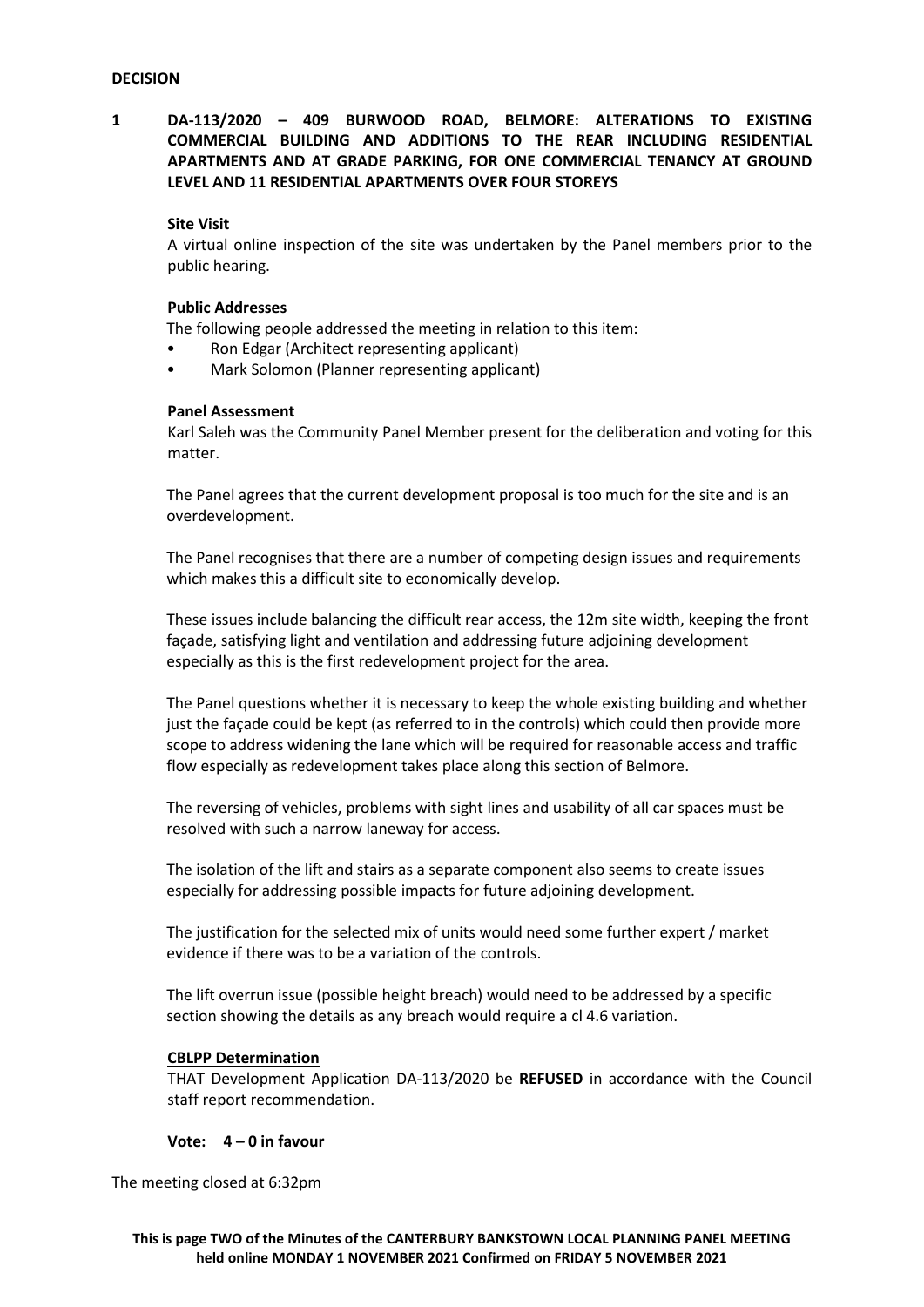**DECISION**

## 1 DA-113/2020 – 409 BURWOOD ROAD, BELMORE: ALTERATIONS TO EXISTING COMMERCIAL BUILDING AND ADDITIONS TO THE REAR INCLUDING RESIDENTIAL APARTMENTS AND AT GRADE PARKING, FOR ONE COMMERCIAL TENANCY AT GROUND LEVEL AND 11 RESIDENTIAL APARTMENTS OVER FOUR STOREYS

**Site Visit**

A virtual online inspection of the site was undertaken by the Panel members prior to the public hearing.

**Public Addresses**

The following people addressed the meeting in relation to this item:

- Ron Edgar (Architect representing applicant)
- Mark Solomon (Planner representing applicant)

**Panel Assessment**

Karl Saleh was the Community Panel Member present for the deliberation and voting for this matter.

The Panel agrees that the current development proposal is too much for the site and is an overdevelopment.

The Panel recognises that there are a number of competing design issues and requirements which makes this a difficult site to economically develop.

These issues include balancing the difficult rear access, the 12m site width, keeping the front façade, satisfying light and ventilation and addressing future adjoining development especially as this is the first redevelopment project for the area.

The Panel questions whether it is necessary to keep the whole existing building and whether just the façade could be kept (as referred to in the controls) which could then provide more scope to address widening the lane which will be required for reasonable access and traffic flow especially as redevelopment takes place along this section of Belmore.

The reversing of vehicles, problems with sight lines and usability of all car spaces must be resolved with such a narrow laneway for access.

The isolation of the lift and stairs as a separate component also seems to create issues especially for addressing possible impacts for future adjoining development.

The justification for the selected mix of units would need some further expert / market evidence if there was to be a variation of the controls.

The lift overrun issue (possible height breach) would need to be addressed by a specific section showing the details as any breach would require a cl 4.6 variation.

**CBLPP Determination**

THAT Development Application DA-113/2020 be **REFUSED** in accordance with the Council staff report recommendation.

**Vote: 4 – 0 in favour**

The meeting closed at 6:32pm

**This is page TWO of the Minutes of the CANTERBURY BANKSTOWN LOCAL PLANNING PANEL MEETING held online MONDAY 1 NOVEMBER 2021 Confirmed on FRIDAY 5 NOVEMBER 2021**